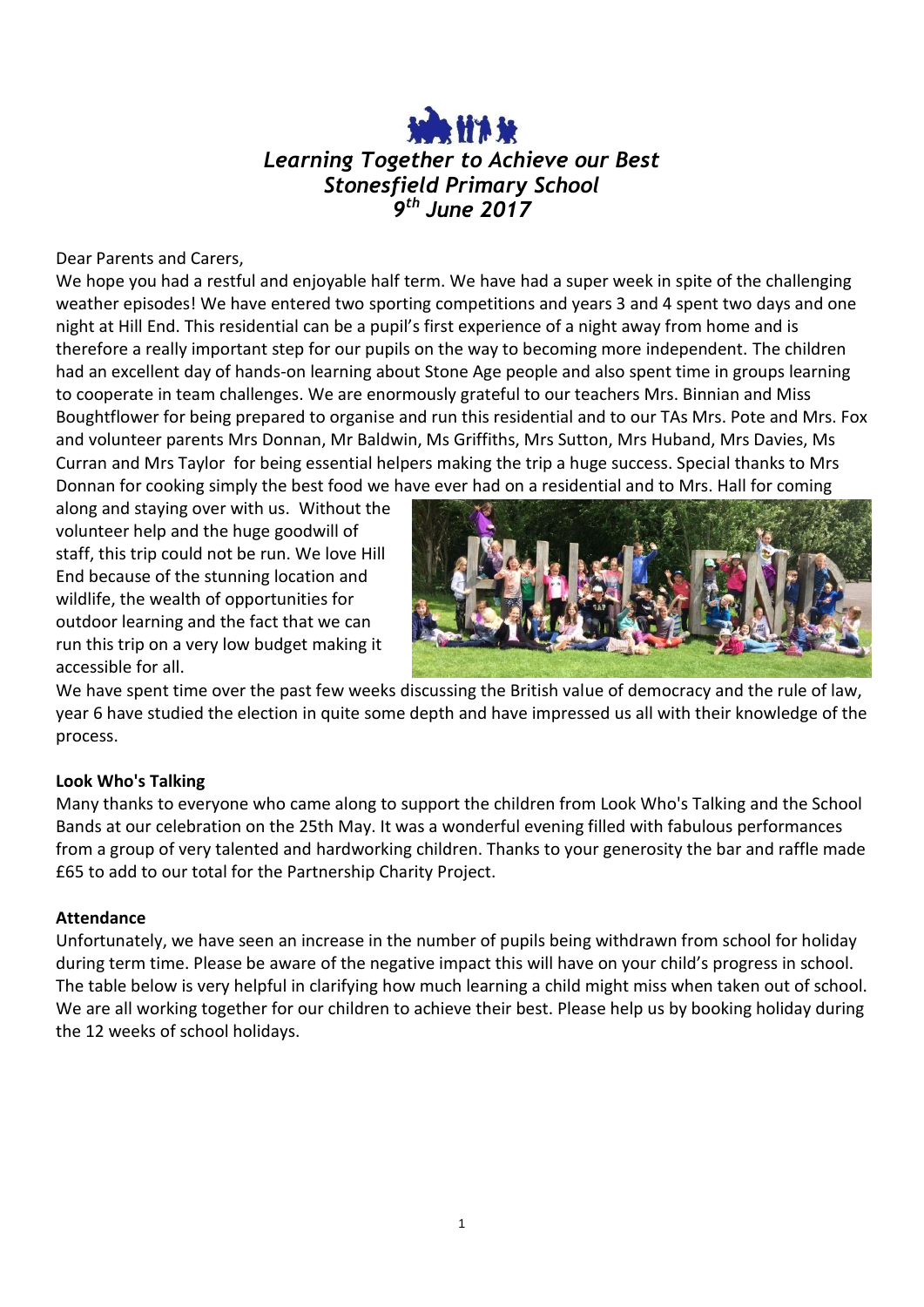*Learning Together to Achieve our Best*
*Stonesfield Primary School*
*9th June 2017*

Dear Parents and Carers,

We hope you had a restful and enjoyable half term. We have had a super week in spite of the challenging weather episodes! We have entered two sporting competitions and years 3 and 4 spent two days and one night at Hill End. This residential can be a pupil's first experience of a night away from home and is therefore a really important step for our pupils on the way to becoming more independent. The children had an excellent day of hands-on learning about Stone Age people and also spent time in groups learning to cooperate in team challenges. We are enormously grateful to our teachers Mrs. Binnian and Miss Boughtflower for being prepared to organise and run this residential and to our TAs Mrs. Pote and Mrs. Fox and volunteer parents Mrs Donnan, Mr Baldwin, Ms Griffiths, Mrs Sutton, Mrs Huband, Mrs Davies, Ms Curran and Mrs Taylor for being essential helpers making the trip a huge success. Special thanks to Mrs Donnan for cooking simply the best food we have ever had on a residential and to Mrs. Hall for coming along and staying over with us. Without the volunteer help and the huge goodwill of staff, this trip could not be run. We love Hill End because of the stunning location and wildlife, the wealth of opportunities for outdoor learning and the fact that we can run this trip on a very low budget making it accessible for all.

We have spent time over the past few weeks discussing the British value of democracy and the rule of law, year 6 have studied the election in quite some depth and have impressed us all with their knowledge of the process.

**Look Who's Talking**

Many thanks to everyone who came along to support the children from Look Who's Talking and the School Bands at our celebration on the 25th May. It was a wonderful evening filled with fabulous performances from a group of very talented and hardworking children. Thanks to your generosity the bar and raffle made £65 to add to our total for the Partnership Charity Project.

**Attendance**

Unfortunately, we have seen an increase in the number of pupils being withdrawn from school for holiday during term time. Please be aware of the negative impact this will have on your child's progress in school. The table below is very helpful in clarifying how much learning a child might miss when taken out of school. We are all working together for our children to achieve their best. Please help us by booking holiday during the 12 weeks of school holidays.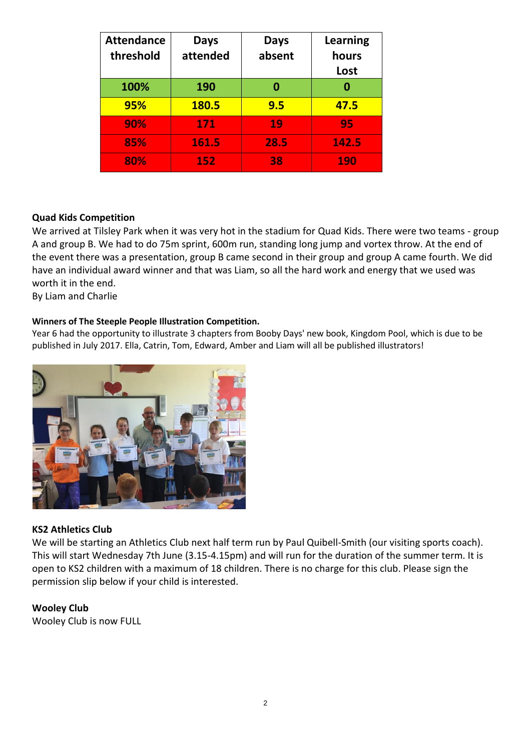| Attendance threshold | Days attended | Days absent | Learning hours Lost |
|---|---|---|---|
| 100% | 190 | 0 | 0 |
| 95% | 180.5 | 9.5 | 47.5 |
| 90% | 171 | 19 | 95 |
| 85% | 161.5 | 28.5 | 142.5 |
| 80% | 152 | 38 | 190 |

**Quad Kids Competition**

We arrived at Tilsley Park when it was very hot in the stadium for Quad Kids. There were two teams - group A and group B. We had to do 75m sprint, 600m run, standing long jump and vortex throw. At the end of the event there was a presentation, group B came second in their group and group A came fourth. We did have an individual award winner and that was Liam, so all the hard work and energy that we used was worth it in the end.

By Liam and Charlie

**Winners of The Steeple People Illustration Competition.**

Year 6 had the opportunity to illustrate 3 chapters from Booby Days' new book, Kingdom Pool, which is due to be published in July 2017. Ella, Catrin, Tom, Edward, Amber and Liam will all be published illustrators!

**KS2 Athletics Club**

We will be starting an Athletics Club next half term run by Paul Quibell-Smith (our visiting sports coach). This will start Wednesday 7th June (3.15-4.15pm) and will run for the duration of the summer term. It is open to KS2 children with a maximum of 18 children. There is no charge for this club. Please sign the permission slip below if your child is interested.

**Wooley Club**

Wooley Club is now FULL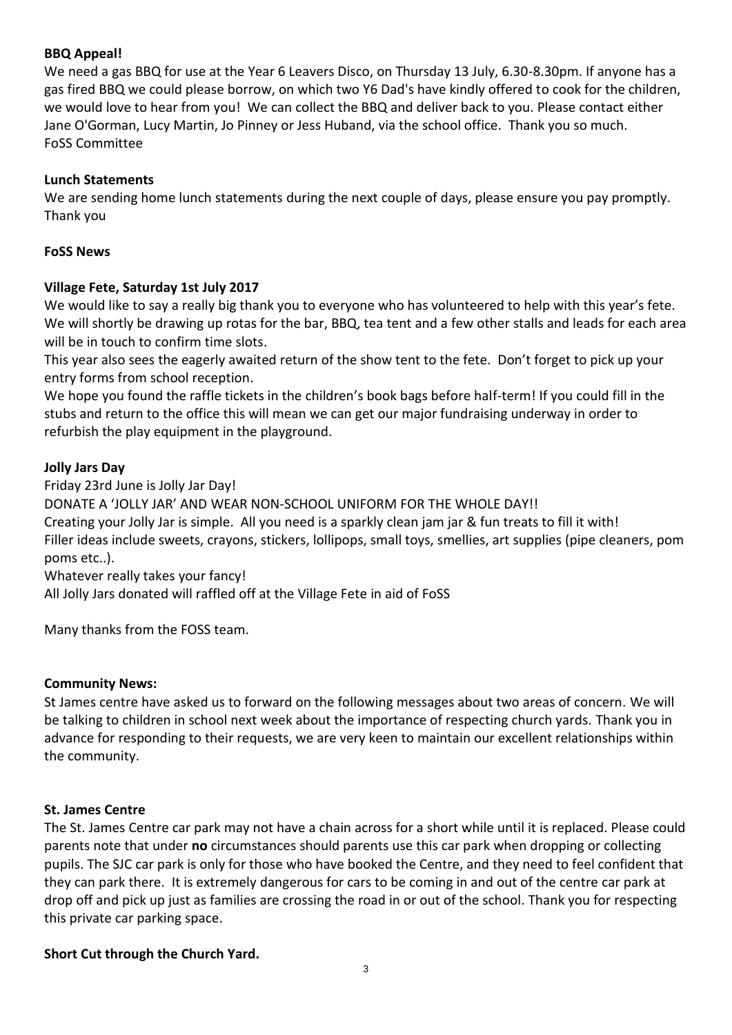**BBQ Appeal!**

We need a gas BBQ for use at the Year 6 Leavers Disco, on Thursday 13 July, 6.30-8.30pm. If anyone has a gas fired BBQ we could please borrow, on which two Y6 Dad's have kindly offered to cook for the children, we would love to hear from you! We can collect the BBQ and deliver back to you. Please contact either Jane O'Gorman, Lucy Martin, Jo Pinney or Jess Huband, via the school office. Thank you so much.
FoSS Committee

**Lunch Statements**

We are sending home lunch statements during the next couple of days, please ensure you pay promptly. Thank you

**FoSS News**

**Village Fete, Saturday 1st July 2017**

We would like to say a really big thank you to everyone who has volunteered to help with this year's fete. We will shortly be drawing up rotas for the bar, BBQ, tea tent and a few other stalls and leads for each area will be in touch to confirm time slots.

This year also sees the eagerly awaited return of the show tent to the fete. Don't forget to pick up your entry forms from school reception.

We hope you found the raffle tickets in the children's book bags before half-term! If you could fill in the stubs and return to the office this will mean we can get our major fundraising underway in order to refurbish the play equipment in the playground.

**Jolly Jars Day**

Friday 23rd June is Jolly Jar Day!

DONATE A 'JOLLY JAR' AND WEAR NON-SCHOOL UNIFORM FOR THE WHOLE DAY!!

Creating your Jolly Jar is simple. All you need is a sparkly clean jam jar & fun treats to fill it with!

Filler ideas include sweets, crayons, stickers, lollipops, small toys, smellies, art supplies (pipe cleaners, pom poms etc..).

Whatever really takes your fancy!

All Jolly Jars donated will raffled off at the Village Fete in aid of FoSS

Many thanks from the FOSS team.

**Community News:**

St James centre have asked us to forward on the following messages about two areas of concern. We will be talking to children in school next week about the importance of respecting church yards. Thank you in advance for responding to their requests, we are very keen to maintain our excellent relationships within the community.

**St. James Centre**

The St. James Centre car park may not have a chain across for a short while until it is replaced. Please could parents note that under **no** circumstances should parents use this car park when dropping or collecting pupils. The SJC car park is only for those who have booked the Centre, and they need to feel confident that they can park there. It is extremely dangerous for cars to be coming in and out of the centre car park at drop off and pick up just as families are crossing the road in or out of the school. Thank you for respecting this private car parking space.

**Short Cut through the Church Yard.**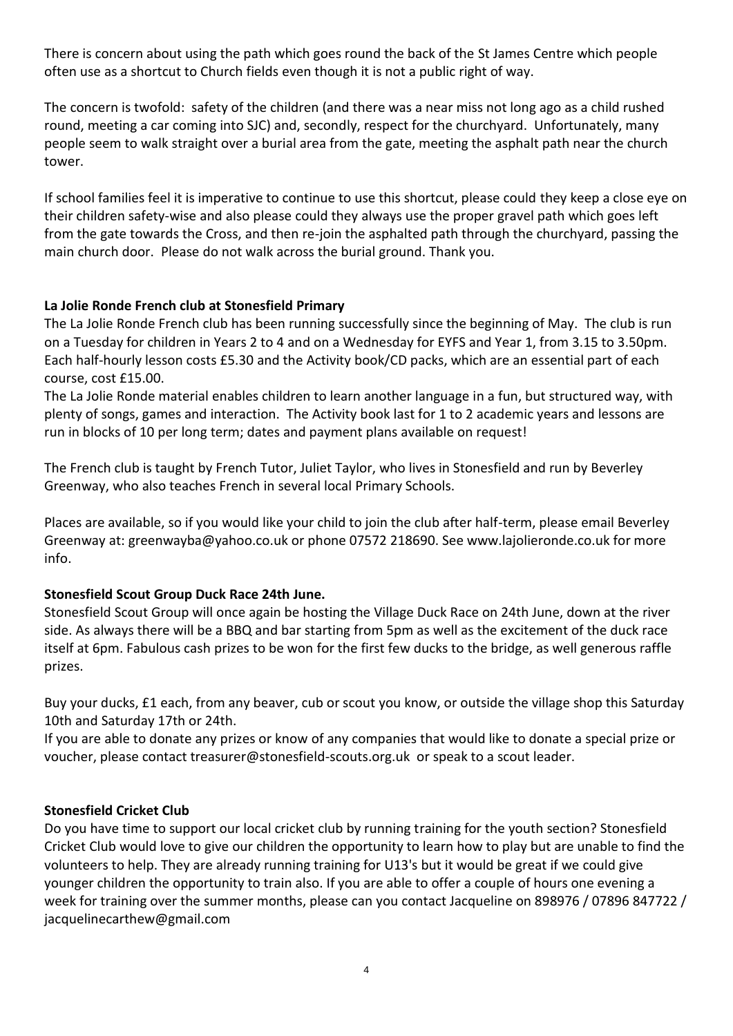There is concern about using the path which goes round the back of the St James Centre which people often use as a shortcut to Church fields even though it is not a public right of way.

The concern is twofold: safety of the children (and there was a near miss not long ago as a child rushed round, meeting a car coming into SJC) and, secondly, respect for the churchyard. Unfortunately, many people seem to walk straight over a burial area from the gate, meeting the asphalt path near the church tower.

If school families feel it is imperative to continue to use this shortcut, please could they keep a close eye on their children safety-wise and also please could they always use the proper gravel path which goes left from the gate towards the Cross, and then re-join the asphalted path through the churchyard, passing the main church door. Please do not walk across the burial ground. Thank you.

**La Jolie Ronde French club at Stonesfield Primary**

The La Jolie Ronde French club has been running successfully since the beginning of May. The club is run on a Tuesday for children in Years 2 to 4 and on a Wednesday for EYFS and Year 1, from 3.15 to 3.50pm. Each half-hourly lesson costs £5.30 and the Activity book/CD packs, which are an essential part of each course, cost £15.00.

The La Jolie Ronde material enables children to learn another language in a fun, but structured way, with plenty of songs, games and interaction. The Activity book last for 1 to 2 academic years and lessons are run in blocks of 10 per long term; dates and payment plans available on request!

The French club is taught by French Tutor, Juliet Taylor, who lives in Stonesfield and run by Beverley Greenway, who also teaches French in several local Primary Schools.

Places are available, so if you would like your child to join the club after half-term, please email Beverley Greenway at: greenwayba@yahoo.co.uk or phone 07572 218690. See www.lajolieronde.co.uk for more info.

**Stonesfield Scout Group Duck Race 24th June.**

Stonesfield Scout Group will once again be hosting the Village Duck Race on 24th June, down at the river side. As always there will be a BBQ and bar starting from 5pm as well as the excitement of the duck race itself at 6pm. Fabulous cash prizes to be won for the first few ducks to the bridge, as well generous raffle prizes.

Buy your ducks, £1 each, from any beaver, cub or scout you know, or outside the village shop this Saturday 10th and Saturday 17th or 24th.

If you are able to donate any prizes or know of any companies that would like to donate a special prize or voucher, please contact treasurer@stonesfield-scouts.org.uk or speak to a scout leader.

**Stonesfield Cricket Club**

Do you have time to support our local cricket club by running training for the youth section? Stonesfield Cricket Club would love to give our children the opportunity to learn how to play but are unable to find the volunteers to help. They are already running training for U13's but it would be great if we could give younger children the opportunity to train also. If you are able to offer a couple of hours one evening a week for training over the summer months, please can you contact Jacqueline on 898976 / 07896 847722 / jacquelinecarthew@gmail.com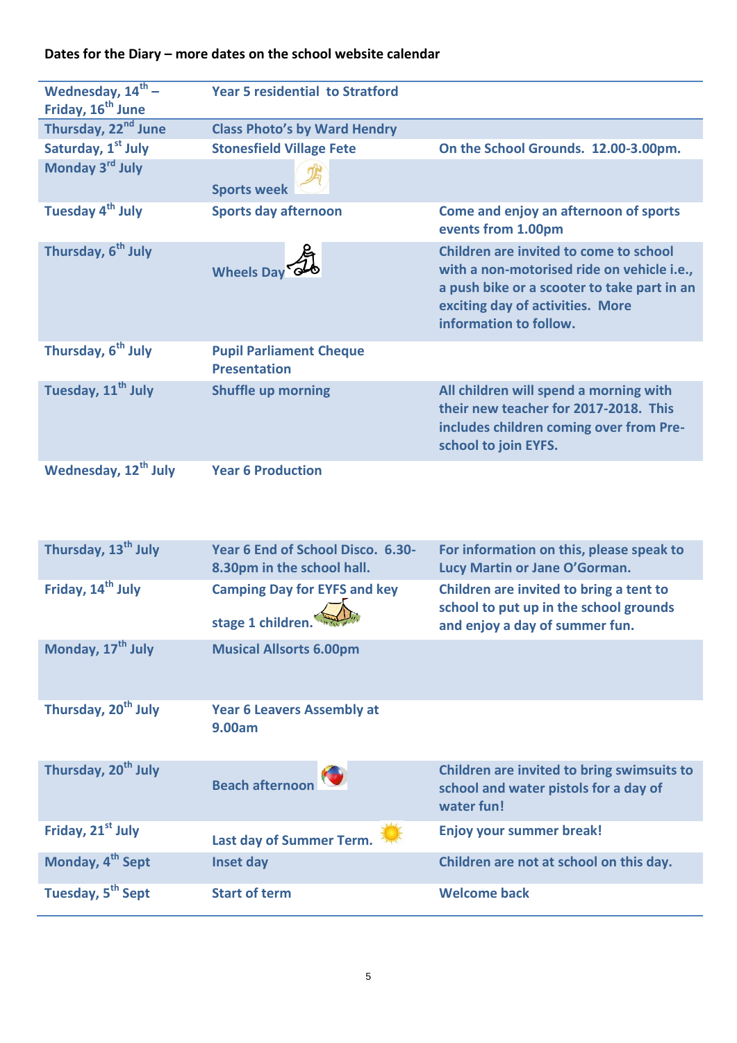**Dates for the Diary – more dates on the school website calendar**

| | | |
|---|---|---|
| Wednesday, 14th – Friday, 16th June | Year 5 residential to Stratford | |
| Thursday, 22nd June | Class Photo's by Ward Hendry | |
| Saturday, 1st July | Stonesfield Village Fete | On the School Grounds. 12.00-3.00pm. |
| Monday 3rd July | Sports week | |
| Tuesday 4th July | Sports day afternoon | Come and enjoy an afternoon of sports events from 1.00pm |
| Thursday, 6th July | Wheels Day | Children are invited to come to school with a non-motorised ride on vehicle i.e., a push bike or a scooter to take part in an exciting day of activities. More information to follow. |
| Thursday, 6th July | Pupil Parliament Cheque Presentation | |
| Tuesday, 11th July | Shuffle up morning | All children will spend a morning with their new teacher for 2017-2018. This includes children coming over from Pre-school to join EYFS. |
| Wednesday, 12th July | Year 6 Production | |
| Thursday, 13th July | Year 6 End of School Disco. 6.30-8.30pm in the school hall. | For information on this, please speak to Lucy Martin or Jane O'Gorman. |
| Friday, 14th July | Camping Day for EYFS and key stage 1 children. | Children are invited to bring a tent to school to put up in the school grounds and enjoy a day of summer fun. |
| Monday, 17th July | Musical Allsorts 6.00pm | |
| Thursday, 20th July | Year 6 Leavers Assembly at 9.00am | |
| Thursday, 20th July | Beach afternoon | Children are invited to bring swimsuits to school and water pistols for a day of water fun! |
| Friday, 21st July | Last day of Summer Term. | Enjoy your summer break! |
| Monday, 4th Sept | Inset day | Children are not at school on this day. |
| Tuesday, 5th Sept | Start of term | Welcome back |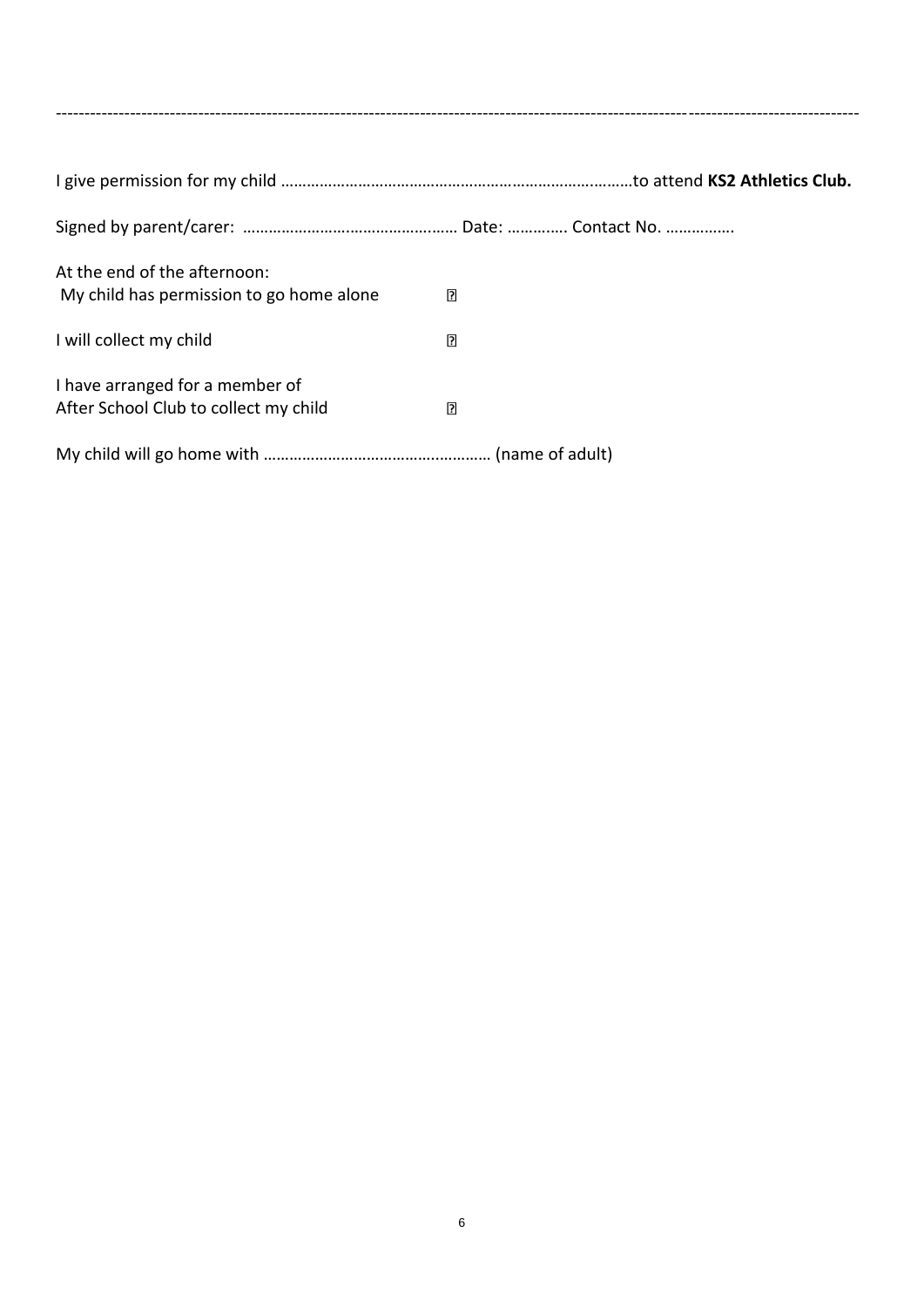---

I give permission for my child …………………………………………………………………….……to attend **KS2 Athletics Club.**

Signed by parent/carer: …………………….………………….…… Date: ………….. Contact No. …………….

At the end of the afternoon:
My child has permission to go home alone ☐

I will collect my child ☐

I have arranged for a member of
After School Club to collect my child ☐

My child will go home with ……………………………….…………… (name of adult)